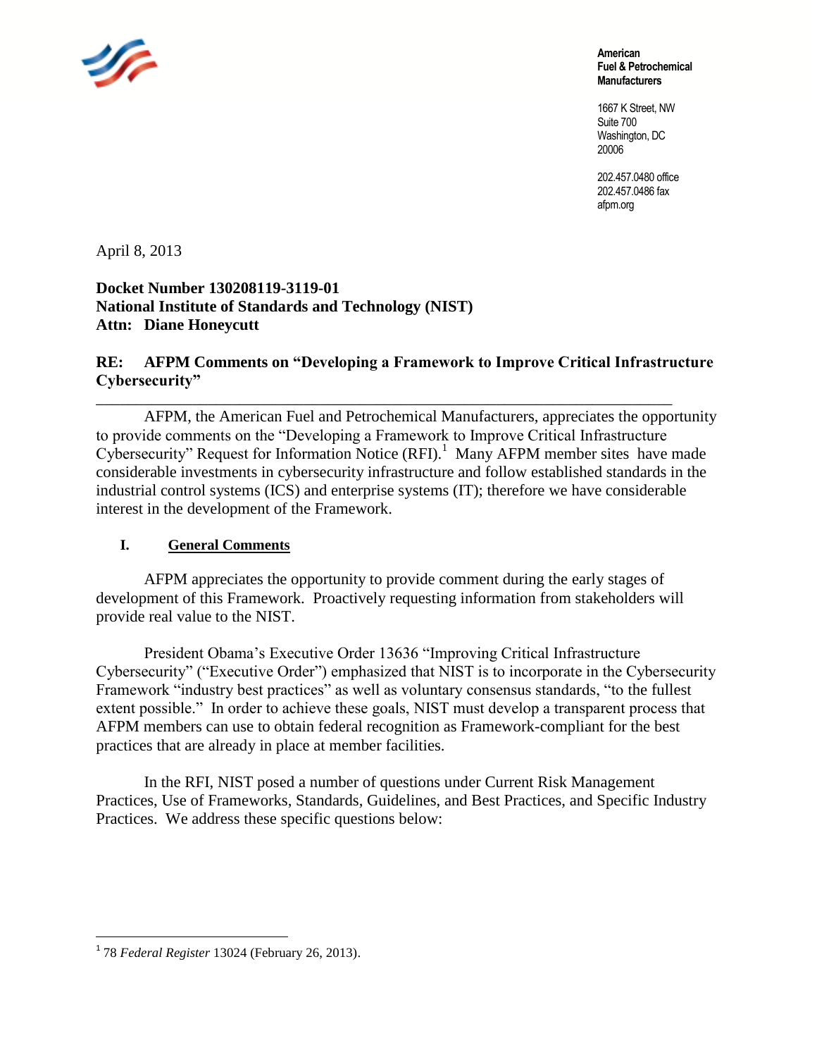American
Fuel & Petrochemical
Manufacturers

1667 K Street, NW
Suite 700
Washington, DC
20006

202.457.0480 office
202.457.0486 fax
afpm.org

April 8, 2013

**Docket Number 130208119-3119-01**
**National Institute of Standards and Technology (NIST)**
**Attn: Diane Honeycutt**

**RE: AFPM Comments on "Developing a Framework to Improve Critical Infrastructure Cybersecurity"**

---

AFPM, the American Fuel and Petrochemical Manufacturers, appreciates the opportunity to provide comments on the "Developing a Framework to Improve Critical Infrastructure Cybersecurity" Request for Information Notice (RFI).[1] Many AFPM member sites have made considerable investments in cybersecurity infrastructure and follow established standards in the industrial control systems (ICS) and enterprise systems (IT); therefore we have considerable interest in the development of the Framework.

## I. General Comments

AFPM appreciates the opportunity to provide comment during the early stages of development of this Framework. Proactively requesting information from stakeholders will provide real value to the NIST.

President Obama's Executive Order 13636 "Improving Critical Infrastructure Cybersecurity" ("Executive Order") emphasized that NIST is to incorporate in the Cybersecurity Framework "industry best practices" as well as voluntary consensus standards, "to the fullest extent possible." In order to achieve these goals, NIST must develop a transparent process that AFPM members can use to obtain federal recognition as Framework-compliant for the best practices that are already in place at member facilities.

In the RFI, NIST posed a number of questions under Current Risk Management Practices, Use of Frameworks, Standards, Guidelines, and Best Practices, and Specific Industry Practices. We address these specific questions below:

---

[1] 78 *Federal Register* 13024 (February 26, 2013).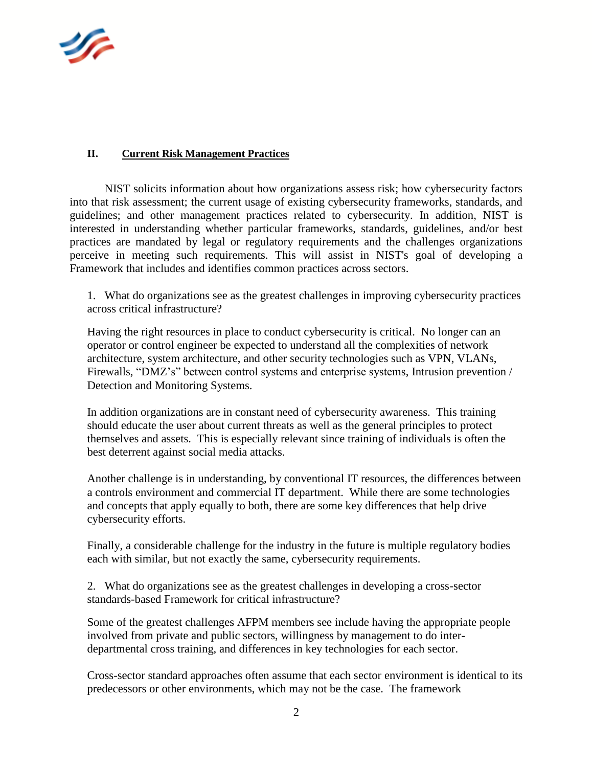## II. Current Risk Management Practices

NIST solicits information about how organizations assess risk; how cybersecurity factors into that risk assessment; the current usage of existing cybersecurity frameworks, standards, and guidelines; and other management practices related to cybersecurity. In addition, NIST is interested in understanding whether particular frameworks, standards, guidelines, and/or best practices are mandated by legal or regulatory requirements and the challenges organizations perceive in meeting such requirements. This will assist in NIST's goal of developing a Framework that includes and identifies common practices across sectors.

1. What do organizations see as the greatest challenges in improving cybersecurity practices across critical infrastructure?

Having the right resources in place to conduct cybersecurity is critical. No longer can an operator or control engineer be expected to understand all the complexities of network architecture, system architecture, and other security technologies such as VPN, VLANs, Firewalls, "DMZ's" between control systems and enterprise systems, Intrusion prevention / Detection and Monitoring Systems.

In addition organizations are in constant need of cybersecurity awareness. This training should educate the user about current threats as well as the general principles to protect themselves and assets. This is especially relevant since training of individuals is often the best deterrent against social media attacks.

Another challenge is in understanding, by conventional IT resources, the differences between a controls environment and commercial IT department. While there are some technologies and concepts that apply equally to both, there are some key differences that help drive cybersecurity efforts.

Finally, a considerable challenge for the industry in the future is multiple regulatory bodies each with similar, but not exactly the same, cybersecurity requirements.

2. What do organizations see as the greatest challenges in developing a cross-sector standards-based Framework for critical infrastructure?

Some of the greatest challenges AFPM members see include having the appropriate people involved from private and public sectors, willingness by management to do inter-departmental cross training, and differences in key technologies for each sector.

Cross-sector standard approaches often assume that each sector environment is identical to its predecessors or other environments, which may not be the case. The framework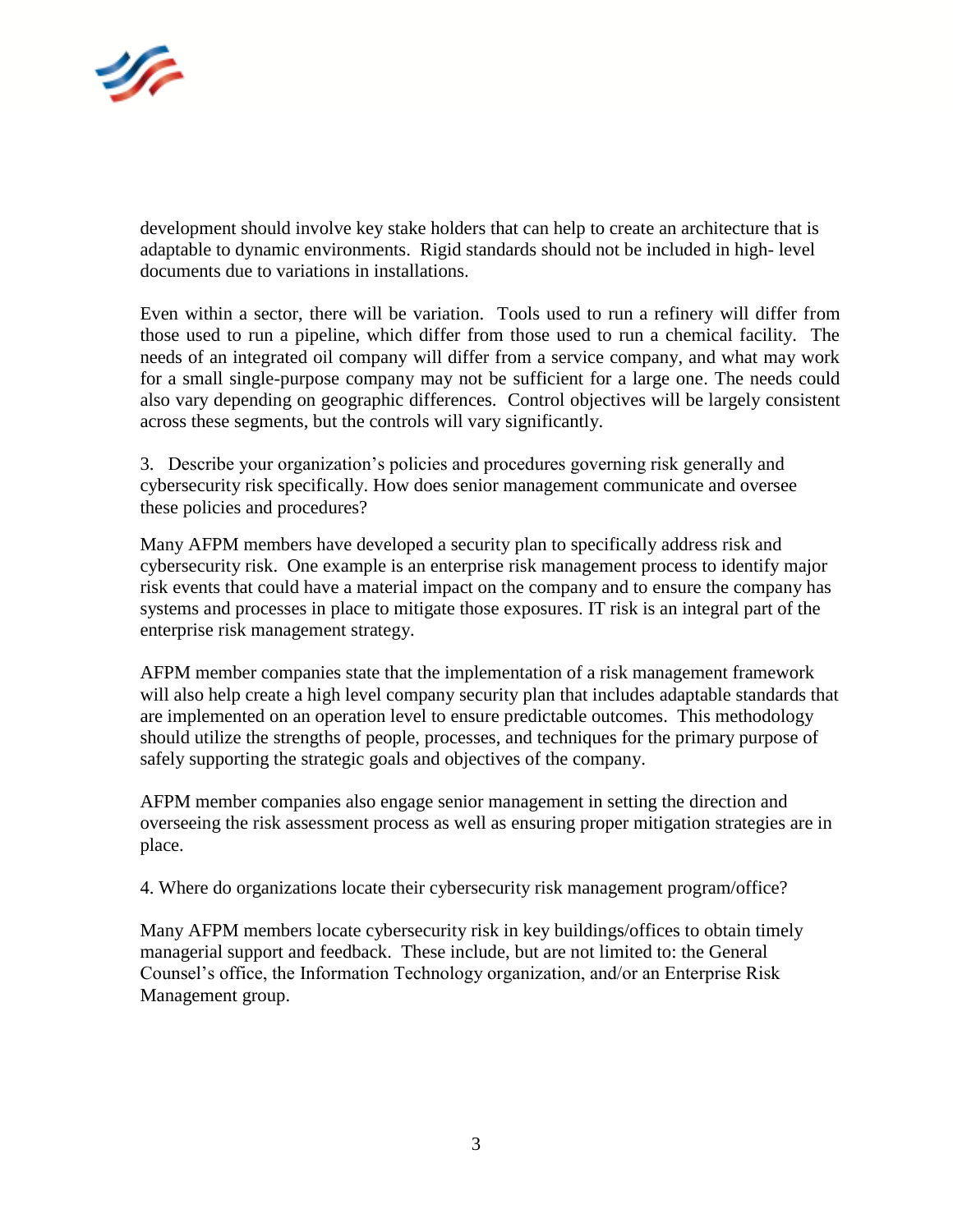development should involve key stake holders that can help to create an architecture that is adaptable to dynamic environments. Rigid standards should not be included in high- level documents due to variations in installations.

Even within a sector, there will be variation. Tools used to run a refinery will differ from those used to run a pipeline, which differ from those used to run a chemical facility. The needs of an integrated oil company will differ from a service company, and what may work for a small single-purpose company may not be sufficient for a large one. The needs could also vary depending on geographic differences. Control objectives will be largely consistent across these segments, but the controls will vary significantly.

3. Describe your organization's policies and procedures governing risk generally and cybersecurity risk specifically. How does senior management communicate and oversee these policies and procedures?

Many AFPM members have developed a security plan to specifically address risk and cybersecurity risk. One example is an enterprise risk management process to identify major risk events that could have a material impact on the company and to ensure the company has systems and processes in place to mitigate those exposures. IT risk is an integral part of the enterprise risk management strategy.

AFPM member companies state that the implementation of a risk management framework will also help create a high level company security plan that includes adaptable standards that are implemented on an operation level to ensure predictable outcomes. This methodology should utilize the strengths of people, processes, and techniques for the primary purpose of safely supporting the strategic goals and objectives of the company.

AFPM member companies also engage senior management in setting the direction and overseeing the risk assessment process as well as ensuring proper mitigation strategies are in place.

4. Where do organizations locate their cybersecurity risk management program/office?

Many AFPM members locate cybersecurity risk in key buildings/offices to obtain timely managerial support and feedback. These include, but are not limited to: the General Counsel's office, the Information Technology organization, and/or an Enterprise Risk Management group.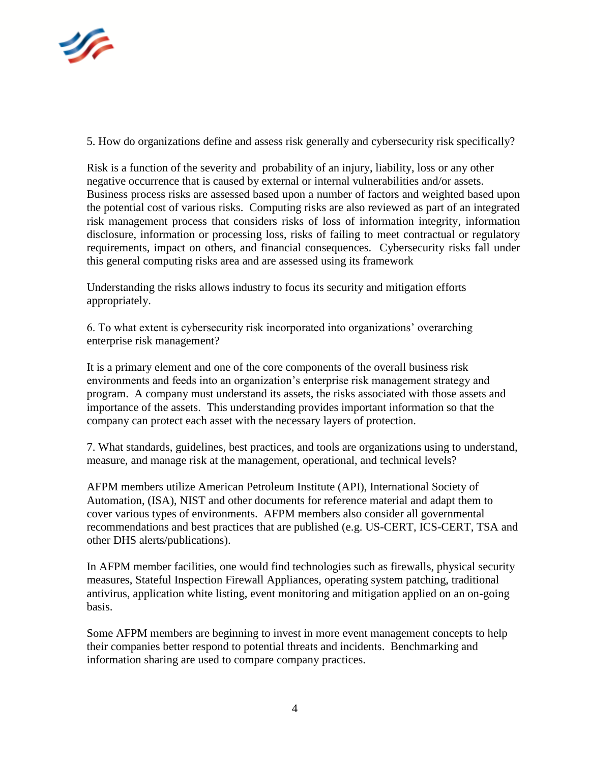5. How do organizations define and assess risk generally and cybersecurity risk specifically?

Risk is a function of the severity and probability of an injury, liability, loss or any other negative occurrence that is caused by external or internal vulnerabilities and/or assets. Business process risks are assessed based upon a number of factors and weighted based upon the potential cost of various risks. Computing risks are also reviewed as part of an integrated risk management process that considers risks of loss of information integrity, information disclosure, information or processing loss, risks of failing to meet contractual or regulatory requirements, impact on others, and financial consequences. Cybersecurity risks fall under this general computing risks area and are assessed using its framework

Understanding the risks allows industry to focus its security and mitigation efforts appropriately.

6. To what extent is cybersecurity risk incorporated into organizations' overarching enterprise risk management?

It is a primary element and one of the core components of the overall business risk environments and feeds into an organization's enterprise risk management strategy and program. A company must understand its assets, the risks associated with those assets and importance of the assets. This understanding provides important information so that the company can protect each asset with the necessary layers of protection.

7. What standards, guidelines, best practices, and tools are organizations using to understand, measure, and manage risk at the management, operational, and technical levels?

AFPM members utilize American Petroleum Institute (API), International Society of Automation, (ISA), NIST and other documents for reference material and adapt them to cover various types of environments. AFPM members also consider all governmental recommendations and best practices that are published (e.g. US-CERT, ICS-CERT, TSA and other DHS alerts/publications).

In AFPM member facilities, one would find technologies such as firewalls, physical security measures, Stateful Inspection Firewall Appliances, operating system patching, traditional antivirus, application white listing, event monitoring and mitigation applied on an on-going basis.

Some AFPM members are beginning to invest in more event management concepts to help their companies better respond to potential threats and incidents. Benchmarking and information sharing are used to compare company practices.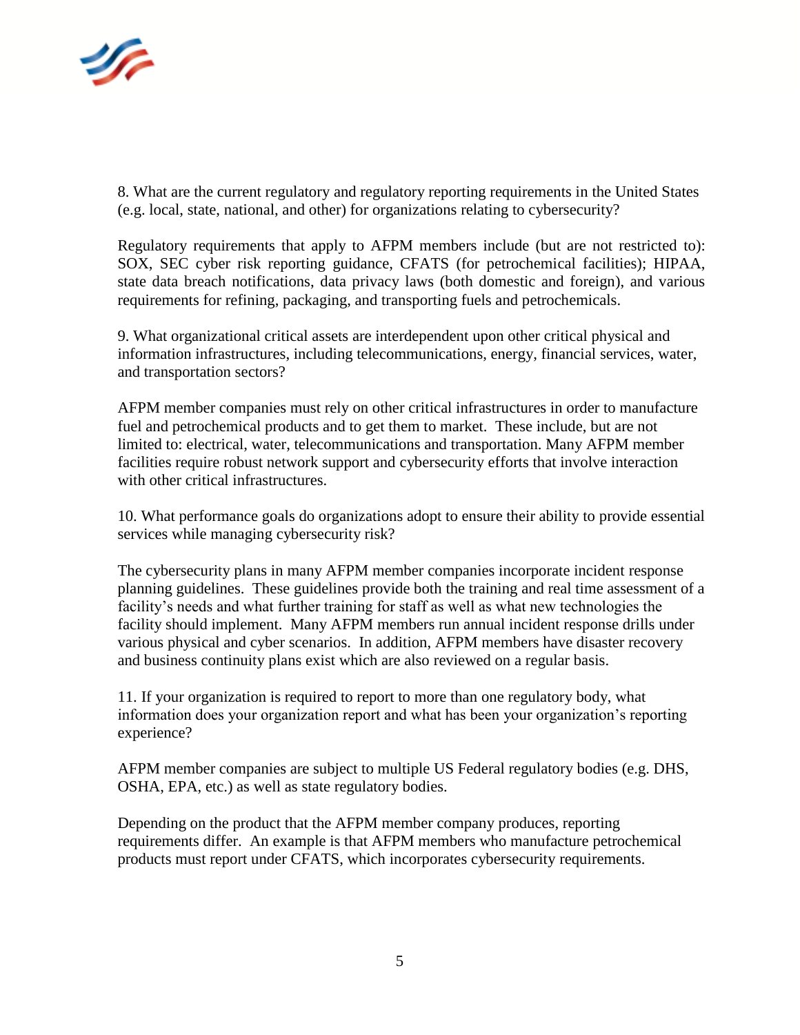8. What are the current regulatory and regulatory reporting requirements in the United States (e.g. local, state, national, and other) for organizations relating to cybersecurity?

Regulatory requirements that apply to AFPM members include (but are not restricted to): SOX, SEC cyber risk reporting guidance, CFATS (for petrochemical facilities); HIPAA, state data breach notifications, data privacy laws (both domestic and foreign), and various requirements for refining, packaging, and transporting fuels and petrochemicals.

9. What organizational critical assets are interdependent upon other critical physical and information infrastructures, including telecommunications, energy, financial services, water, and transportation sectors?

AFPM member companies must rely on other critical infrastructures in order to manufacture fuel and petrochemical products and to get them to market. These include, but are not limited to: electrical, water, telecommunications and transportation. Many AFPM member facilities require robust network support and cybersecurity efforts that involve interaction with other critical infrastructures.

10. What performance goals do organizations adopt to ensure their ability to provide essential services while managing cybersecurity risk?

The cybersecurity plans in many AFPM member companies incorporate incident response planning guidelines. These guidelines provide both the training and real time assessment of a facility's needs and what further training for staff as well as what new technologies the facility should implement. Many AFPM members run annual incident response drills under various physical and cyber scenarios. In addition, AFPM members have disaster recovery and business continuity plans exist which are also reviewed on a regular basis.

11. If your organization is required to report to more than one regulatory body, what information does your organization report and what has been your organization's reporting experience?

AFPM member companies are subject to multiple US Federal regulatory bodies (e.g. DHS, OSHA, EPA, etc.) as well as state regulatory bodies.

Depending on the product that the AFPM member company produces, reporting requirements differ. An example is that AFPM members who manufacture petrochemical products must report under CFATS, which incorporates cybersecurity requirements.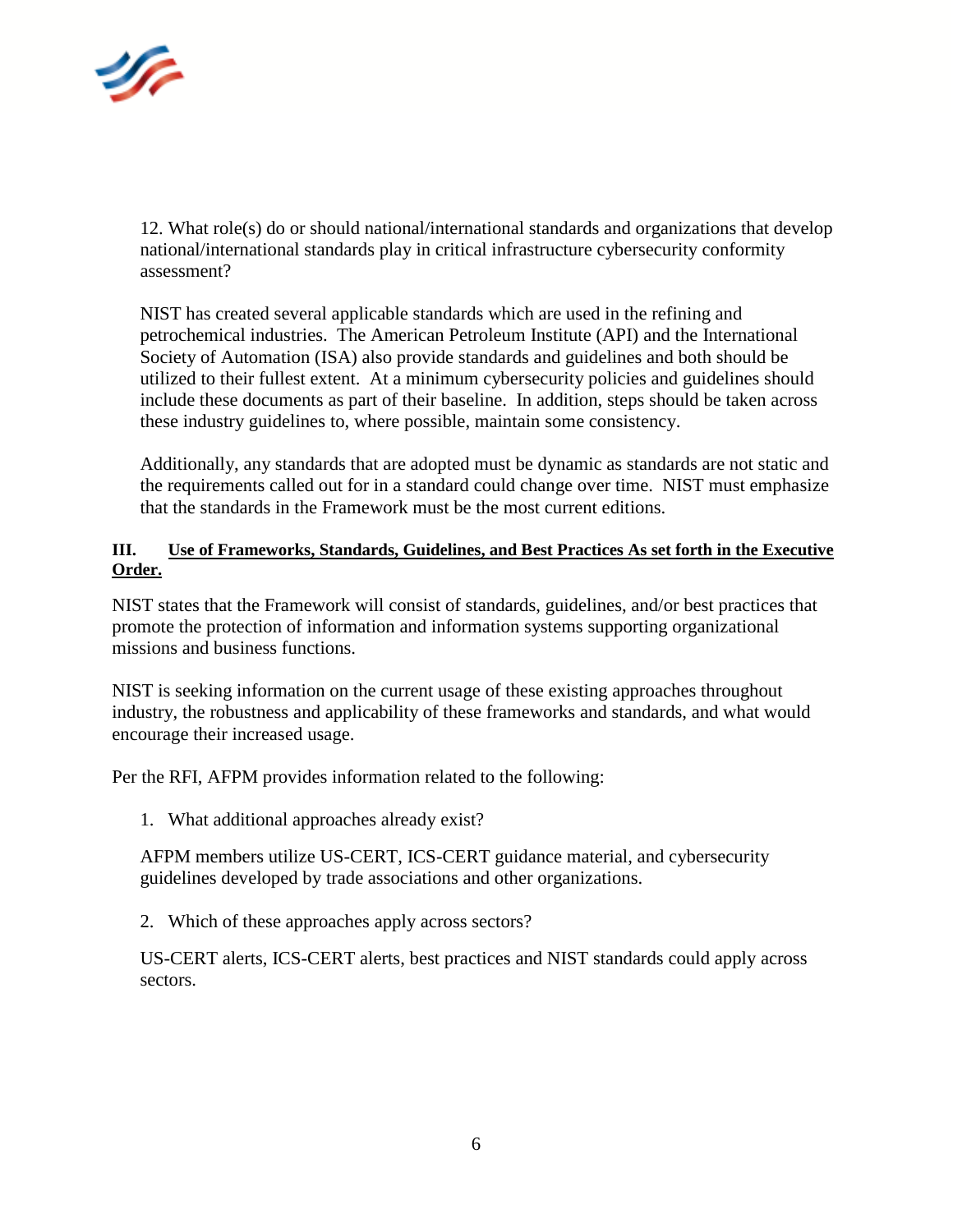12. What role(s) do or should national/international standards and organizations that develop national/international standards play in critical infrastructure cybersecurity conformity assessment?

NIST has created several applicable standards which are used in the refining and petrochemical industries. The American Petroleum Institute (API) and the International Society of Automation (ISA) also provide standards and guidelines and both should be utilized to their fullest extent. At a minimum cybersecurity policies and guidelines should include these documents as part of their baseline. In addition, steps should be taken across these industry guidelines to, where possible, maintain some consistency.

Additionally, any standards that are adopted must be dynamic as standards are not static and the requirements called out for in a standard could change over time. NIST must emphasize that the standards in the Framework must be the most current editions.

## III. Use of Frameworks, Standards, Guidelines, and Best Practices As set forth in the Executive Order.

NIST states that the Framework will consist of standards, guidelines, and/or best practices that promote the protection of information and information systems supporting organizational missions and business functions.

NIST is seeking information on the current usage of these existing approaches throughout industry, the robustness and applicability of these frameworks and standards, and what would encourage their increased usage.

Per the RFI, AFPM provides information related to the following:

1. What additional approaches already exist?

AFPM members utilize US-CERT, ICS-CERT guidance material, and cybersecurity guidelines developed by trade associations and other organizations.

2. Which of these approaches apply across sectors?

US-CERT alerts, ICS-CERT alerts, best practices and NIST standards could apply across sectors.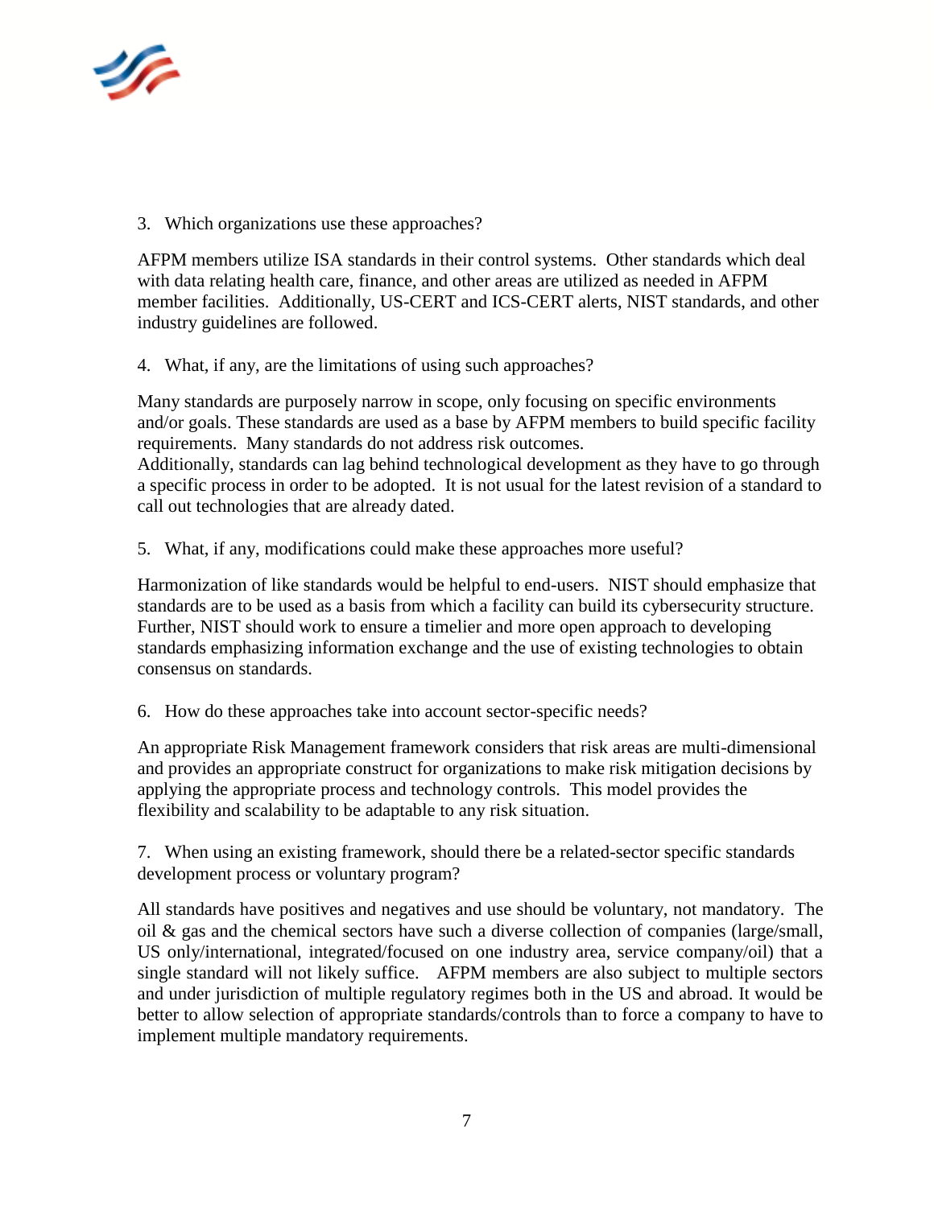3. Which organizations use these approaches?

AFPM members utilize ISA standards in their control systems. Other standards which deal with data relating health care, finance, and other areas are utilized as needed in AFPM member facilities. Additionally, US-CERT and ICS-CERT alerts, NIST standards, and other industry guidelines are followed.

4. What, if any, are the limitations of using such approaches?

Many standards are purposely narrow in scope, only focusing on specific environments and/or goals. These standards are used as a base by AFPM members to build specific facility requirements. Many standards do not address risk outcomes.
Additionally, standards can lag behind technological development as they have to go through a specific process in order to be adopted. It is not usual for the latest revision of a standard to call out technologies that are already dated.

5. What, if any, modifications could make these approaches more useful?

Harmonization of like standards would be helpful to end-users. NIST should emphasize that standards are to be used as a basis from which a facility can build its cybersecurity structure. Further, NIST should work to ensure a timelier and more open approach to developing standards emphasizing information exchange and the use of existing technologies to obtain consensus on standards.

6. How do these approaches take into account sector-specific needs?

An appropriate Risk Management framework considers that risk areas are multi-dimensional and provides an appropriate construct for organizations to make risk mitigation decisions by applying the appropriate process and technology controls. This model provides the flexibility and scalability to be adaptable to any risk situation.

7. When using an existing framework, should there be a related-sector specific standards development process or voluntary program?

All standards have positives and negatives and use should be voluntary, not mandatory. The oil & gas and the chemical sectors have such a diverse collection of companies (large/small, US only/international, integrated/focused on one industry area, service company/oil) that a single standard will not likely suffice. AFPM members are also subject to multiple sectors and under jurisdiction of multiple regulatory regimes both in the US and abroad. It would be better to allow selection of appropriate standards/controls than to force a company to have to implement multiple mandatory requirements.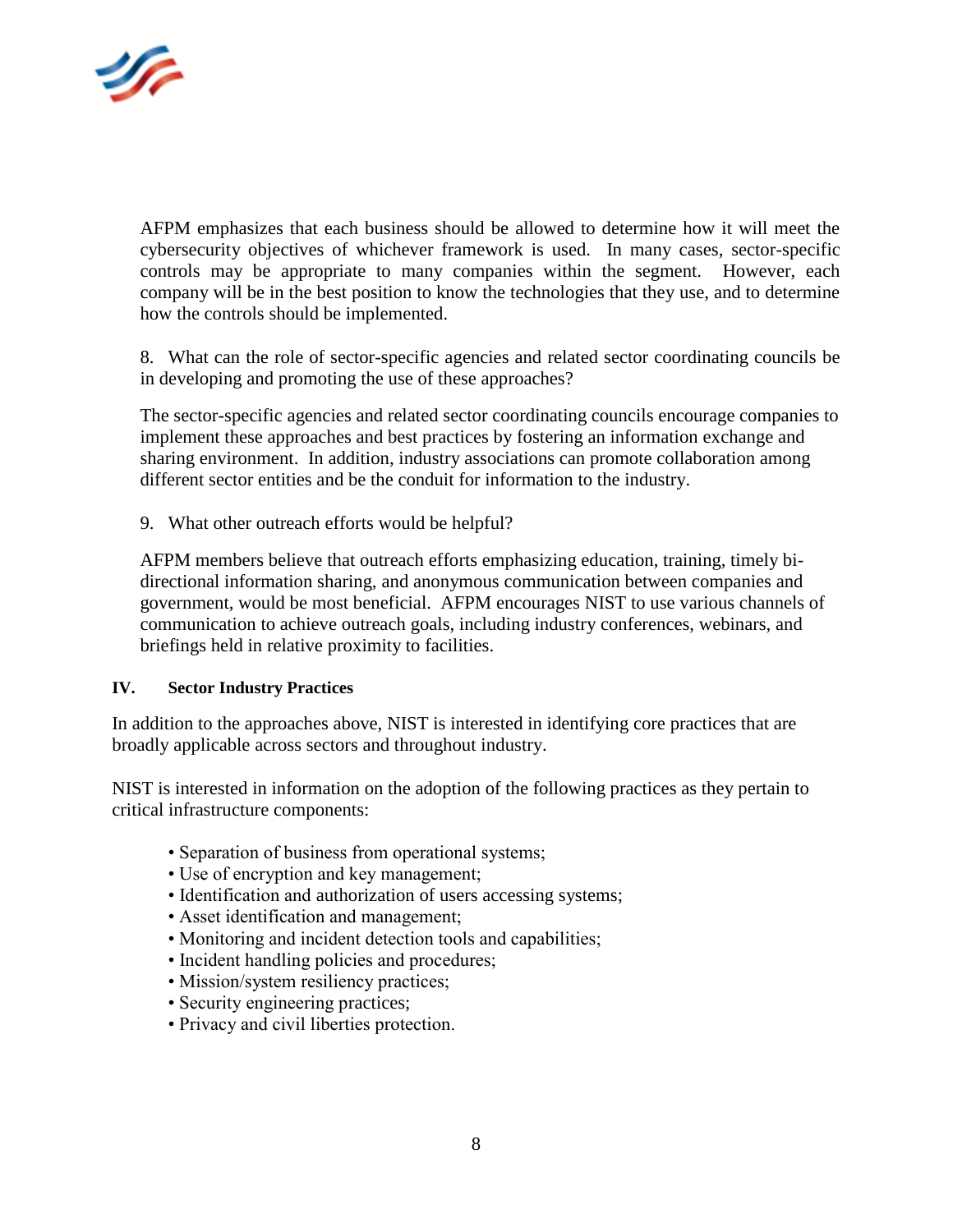AFPM emphasizes that each business should be allowed to determine how it will meet the cybersecurity objectives of whichever framework is used. In many cases, sector-specific controls may be appropriate to many companies within the segment. However, each company will be in the best position to know the technologies that they use, and to determine how the controls should be implemented.

8. What can the role of sector-specific agencies and related sector coordinating councils be in developing and promoting the use of these approaches?

The sector-specific agencies and related sector coordinating councils encourage companies to implement these approaches and best practices by fostering an information exchange and sharing environment. In addition, industry associations can promote collaboration among different sector entities and be the conduit for information to the industry.

9. What other outreach efforts would be helpful?

AFPM members believe that outreach efforts emphasizing education, training, timely bi-directional information sharing, and anonymous communication between companies and government, would be most beneficial. AFPM encourages NIST to use various channels of communication to achieve outreach goals, including industry conferences, webinars, and briefings held in relative proximity to facilities.

## IV. Sector Industry Practices

In addition to the approaches above, NIST is interested in identifying core practices that are broadly applicable across sectors and throughout industry.

NIST is interested in information on the adoption of the following practices as they pertain to critical infrastructure components:

- Separation of business from operational systems;
- Use of encryption and key management;
- Identification and authorization of users accessing systems;
- Asset identification and management;
- Monitoring and incident detection tools and capabilities;
- Incident handling policies and procedures;
- Mission/system resiliency practices;
- Security engineering practices;
- Privacy and civil liberties protection.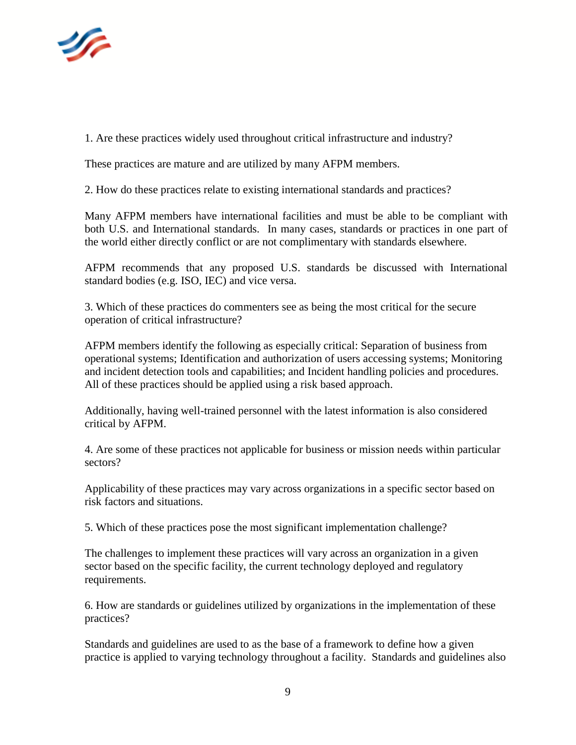1. Are these practices widely used throughout critical infrastructure and industry?

These practices are mature and are utilized by many AFPM members.

2. How do these practices relate to existing international standards and practices?

Many AFPM members have international facilities and must be able to be compliant with both U.S. and International standards. In many cases, standards or practices in one part of the world either directly conflict or are not complimentary with standards elsewhere.

AFPM recommends that any proposed U.S. standards be discussed with International standard bodies (e.g. ISO, IEC) and vice versa.

3. Which of these practices do commenters see as being the most critical for the secure operation of critical infrastructure?

AFPM members identify the following as especially critical: Separation of business from operational systems; Identification and authorization of users accessing systems; Monitoring and incident detection tools and capabilities; and Incident handling policies and procedures. All of these practices should be applied using a risk based approach.

Additionally, having well-trained personnel with the latest information is also considered critical by AFPM.

4. Are some of these practices not applicable for business or mission needs within particular sectors?

Applicability of these practices may vary across organizations in a specific sector based on risk factors and situations.

5. Which of these practices pose the most significant implementation challenge?

The challenges to implement these practices will vary across an organization in a given sector based on the specific facility, the current technology deployed and regulatory requirements.

6. How are standards or guidelines utilized by organizations in the implementation of these practices?

Standards and guidelines are used to as the base of a framework to define how a given practice is applied to varying technology throughout a facility. Standards and guidelines also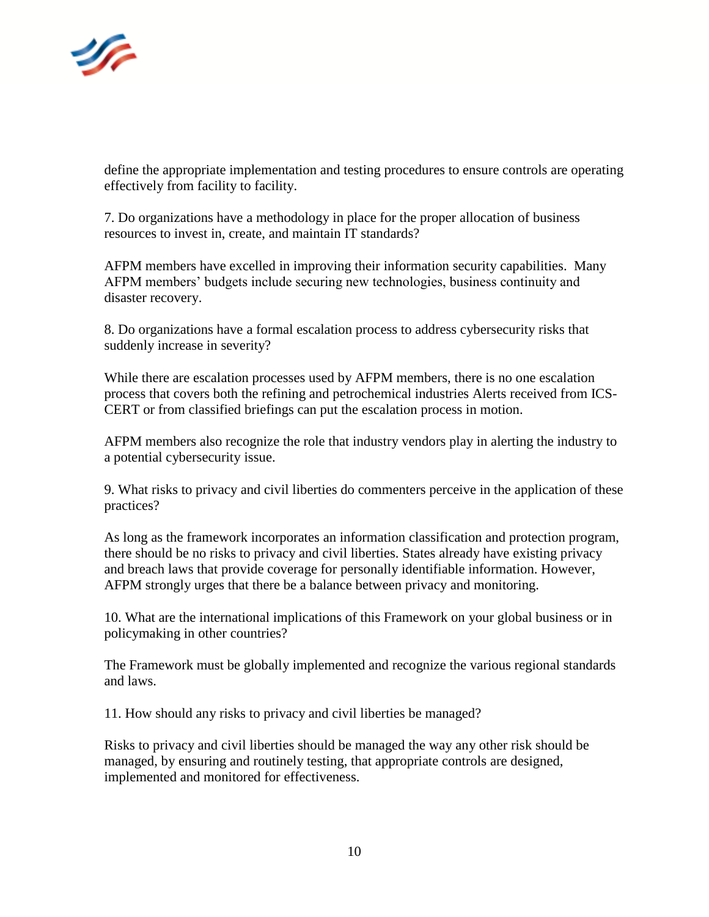define the appropriate implementation and testing procedures to ensure controls are operating effectively from facility to facility.

7. Do organizations have a methodology in place for the proper allocation of business resources to invest in, create, and maintain IT standards?

AFPM members have excelled in improving their information security capabilities. Many AFPM members' budgets include securing new technologies, business continuity and disaster recovery.

8. Do organizations have a formal escalation process to address cybersecurity risks that suddenly increase in severity?

While there are escalation processes used by AFPM members, there is no one escalation process that covers both the refining and petrochemical industries Alerts received from ICS-CERT or from classified briefings can put the escalation process in motion.

AFPM members also recognize the role that industry vendors play in alerting the industry to a potential cybersecurity issue.

9. What risks to privacy and civil liberties do commenters perceive in the application of these practices?

As long as the framework incorporates an information classification and protection program, there should be no risks to privacy and civil liberties. States already have existing privacy and breach laws that provide coverage for personally identifiable information. However, AFPM strongly urges that there be a balance between privacy and monitoring.

10. What are the international implications of this Framework on your global business or in policymaking in other countries?

The Framework must be globally implemented and recognize the various regional standards and laws.

11. How should any risks to privacy and civil liberties be managed?

Risks to privacy and civil liberties should be managed the way any other risk should be managed, by ensuring and routinely testing, that appropriate controls are designed, implemented and monitored for effectiveness.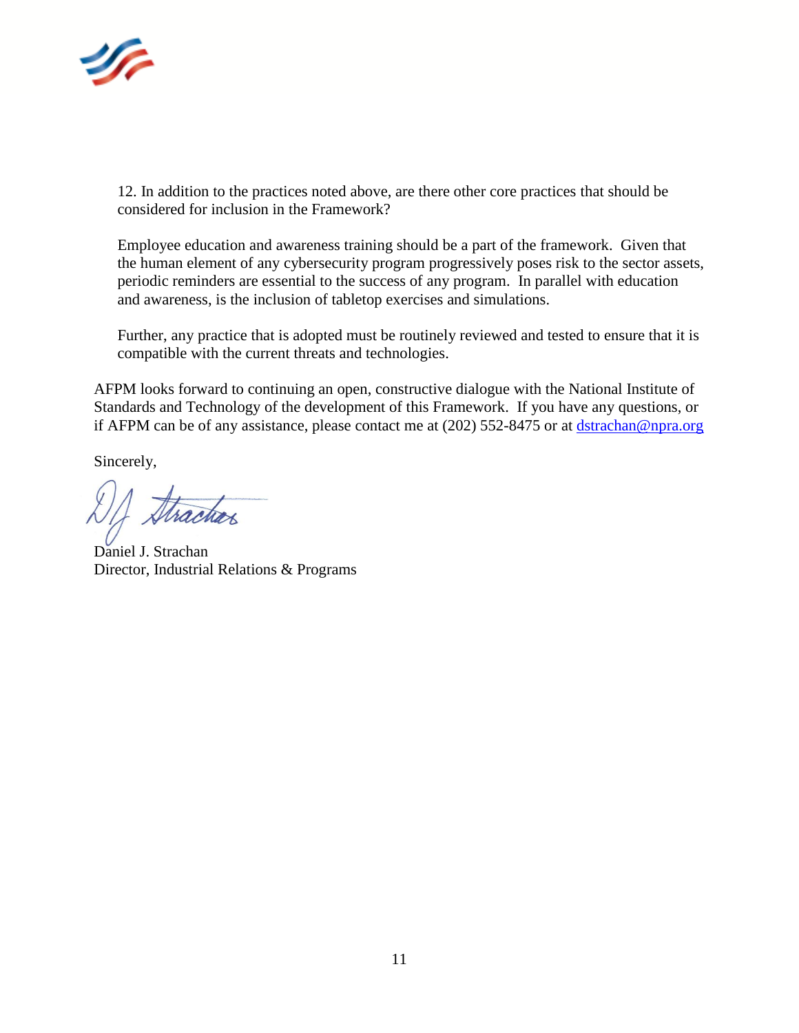12. In addition to the practices noted above, are there other core practices that should be considered for inclusion in the Framework?

Employee education and awareness training should be a part of the framework. Given that the human element of any cybersecurity program progressively poses risk to the sector assets, periodic reminders are essential to the success of any program. In parallel with education and awareness, is the inclusion of tabletop exercises and simulations.

Further, any practice that is adopted must be routinely reviewed and tested to ensure that it is compatible with the current threats and technologies.

AFPM looks forward to continuing an open, constructive dialogue with the National Institute of Standards and Technology of the development of this Framework. If you have any questions, or if AFPM can be of any assistance, please contact me at (202) 552-8475 or at dstrachan@npra.org

Sincerely,

Daniel J. Strachan
Director, Industrial Relations & Programs